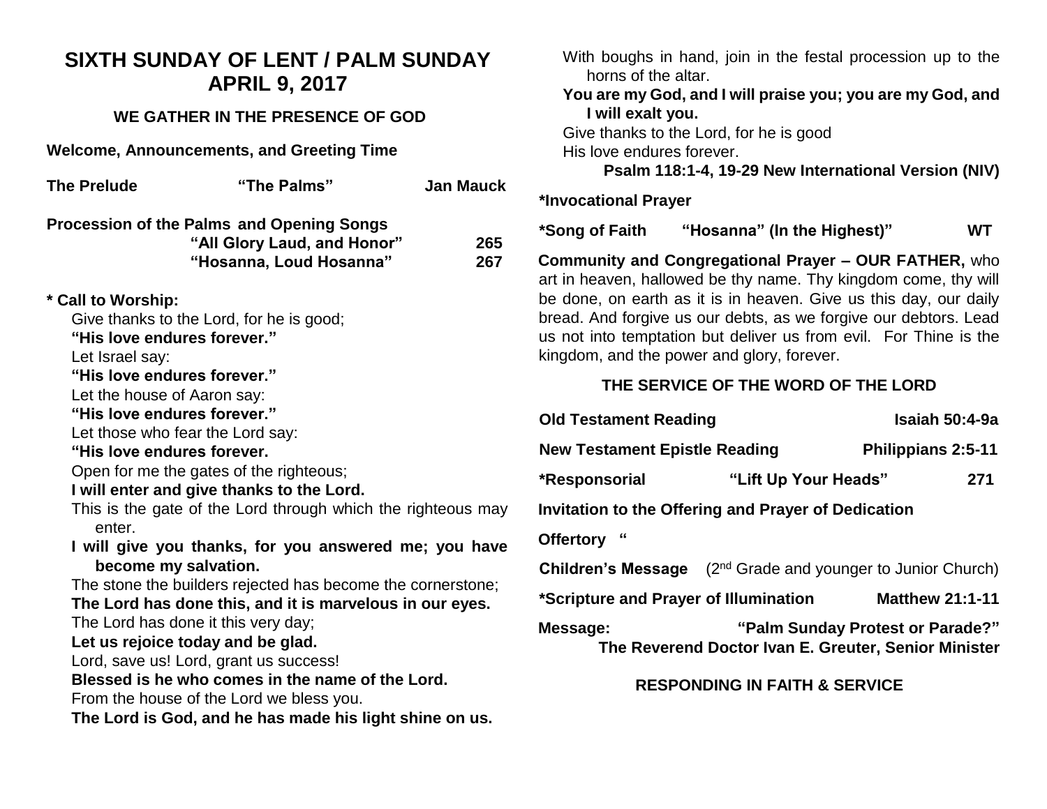# SIXTH SUNDAY OF LENT / PALM SUNDAY
# APRIL 9, 2017

## WE GATHER IN THE PRESENCE OF GOD

**Welcome, Announcements, and Greeting Time**

**The Prelude** **"The Palms"** **Jan Mauck**

**Procession of the Palms and Opening Songs**
**"All Glory Laud, and Honor" 265**
**"Hosanna, Loud Hosanna" 267**

**\* Call to Worship:**

Give thanks to the Lord, for he is good;
**"His love endures forever."**
Let Israel say:
**"His love endures forever."**
Let the house of Aaron say:
**"His love endures forever."**
Let those who fear the Lord say:
**"His love endures forever.**
Open for me the gates of the righteous;
**I will enter and give thanks to the Lord.**
This is the gate of the Lord through which the righteous may enter.
**I will give you thanks, for you answered me; you have become my salvation.**
The stone the builders rejected has become the cornerstone;
**The Lord has done this, and it is marvelous in our eyes.**
The Lord has done it this very day;
**Let us rejoice today and be glad.**
Lord, save us! Lord, grant us success!
**Blessed is he who comes in the name of the Lord.**
From the house of the Lord we bless you.
**The Lord is God, and he has made his light shine on us.**
With boughs in hand, join in the festal procession up to the horns of the altar.
**You are my God, and I will praise you; you are my God, and I will exalt you.**
Give thanks to the Lord, for he is good
His love endures forever.

**Psalm 118:1-4, 19-29 New International Version (NIV)**

**\*Invocational Prayer**

**\*Song of Faith "Hosanna" (In the Highest)" WT**

**Community and Congregational Prayer – OUR FATHER,** who art in heaven, hallowed be thy name. Thy kingdom come, thy will be done, on earth as it is in heaven. Give us this day, our daily bread. And forgive us our debts, as we forgive our debtors. Lead us not into temptation but deliver us from evil. For Thine is the kingdom, and the power and glory, forever.

## THE SERVICE OF THE WORD OF THE LORD

**Old Testament Reading** **Isaiah 50:4-9a**

**New Testament Epistle Reading** **Philippians 2:5-11**

**\*Responsorial** **"Lift Up Your Heads" 271**

**Invitation to the Offering and Prayer of Dedication**

**Offertory "**

**Children's Message** (2nd Grade and younger to Junior Church)

**\*Scripture and Prayer of Illumination** **Matthew 21:1-11**

**Message:** **"Palm Sunday Protest or Parade?"**
**The Reverend Doctor Ivan E. Greuter, Senior Minister**

## RESPONDING IN FAITH & SERVICE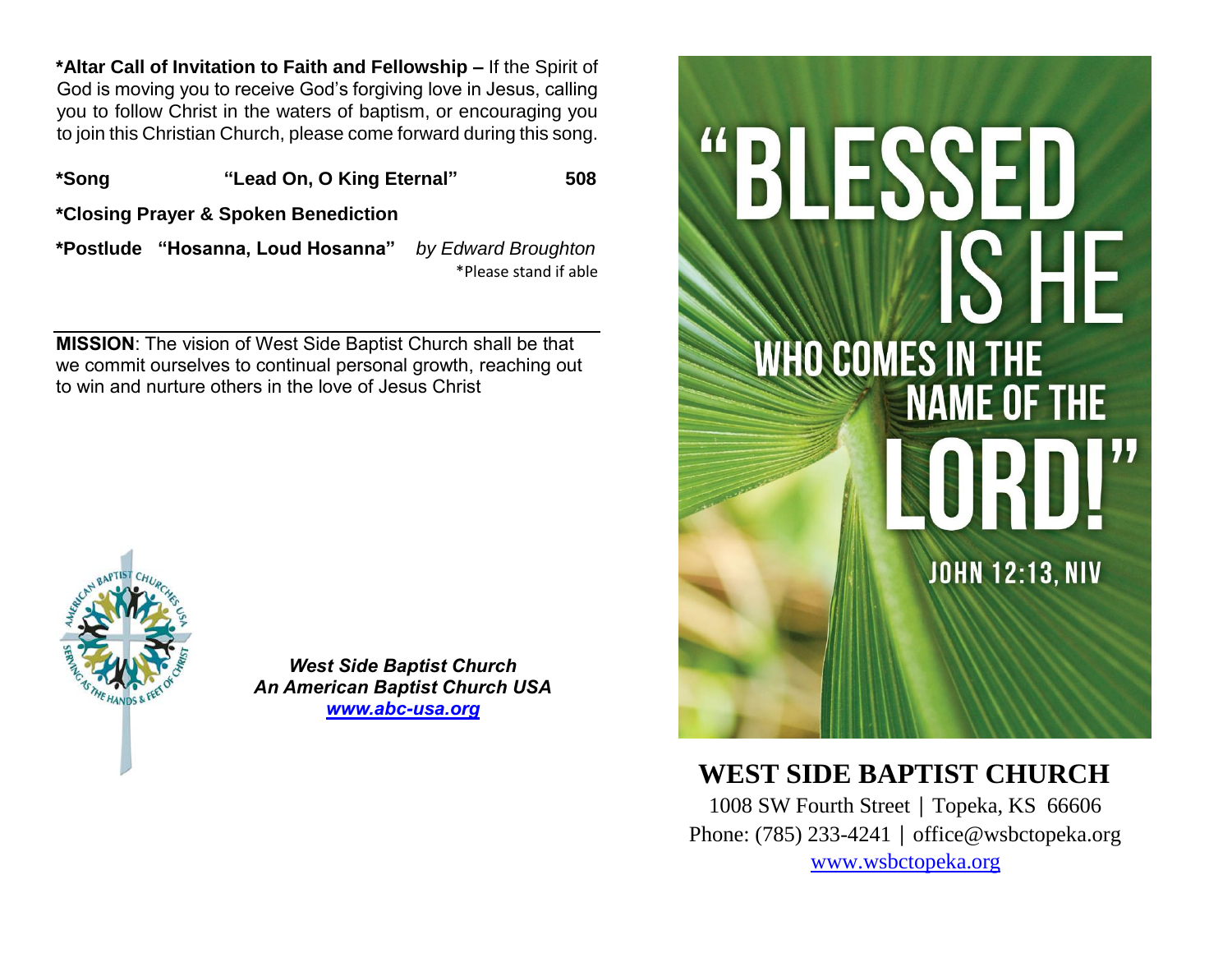**\*Altar Call of Invitation to Faith and Fellowship –** If the Spirit of God is moving you to receive God's forgiving love in Jesus, calling you to follow Christ in the waters of baptism, or encouraging you to join this Christian Church, please come forward during this song.

**\*Song** **"Lead On, O King Eternal"** **508**

**\*Closing Prayer & Spoken Benediction**

**\*Postlude "Hosanna, Loud Hosanna"** *by Edward Broughton*

\*Please stand if able

---

**MISSION**: The vision of West Side Baptist Church shall be that we commit ourselves to continual personal growth, reaching out to win and nurture others in the love of Jesus Christ

***West Side Baptist Church***
***An American Baptist Church USA***
***www.abc-usa.org***

"BLESSED IS HE WHO COMES IN THE NAME OF THE LORD!"

JOHN 12:13, NIV

# WEST SIDE BAPTIST CHURCH

1008 SW Fourth Street | Topeka, KS 66606
Phone: (785) 233-4241 | office@wsbctopeka.org
www.wsbctopeka.org